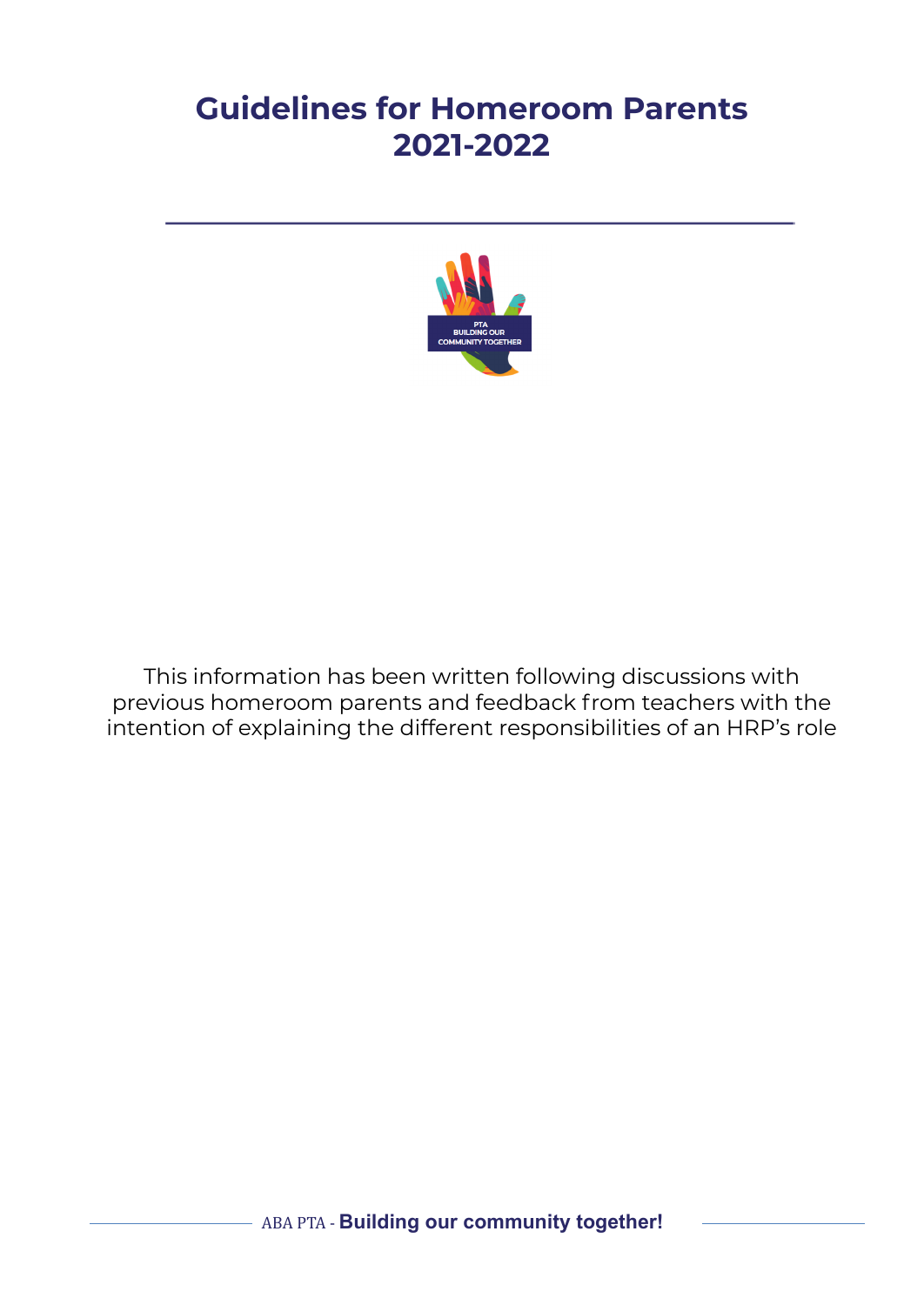# Guidelines for Homeroom Parents 2021-2022

PTA
BUILDING OUR
COMMUNITY TOGETHER

This information has been written following discussions with previous homeroom parents and feedback from teachers with the intention of explaining the different responsibilities of an HRP's role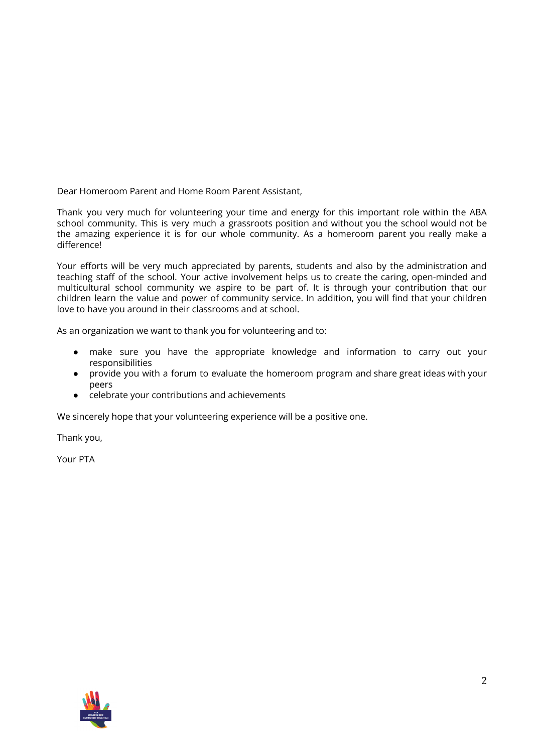Dear Homeroom Parent and Home Room Parent Assistant,

Thank you very much for volunteering your time and energy for this important role within the ABA school community. This is very much a grassroots position and without you the school would not be the amazing experience it is for our whole community. As a homeroom parent you really make a difference!

Your efforts will be very much appreciated by parents, students and also by the administration and teaching staff of the school. Your active involvement helps us to create the caring, open-minded and multicultural school community we aspire to be part of. It is through your contribution that our children learn the value and power of community service. In addition, you will find that your children love to have you around in their classrooms and at school.

As an organization we want to thank you for volunteering and to:

- make sure you have the appropriate knowledge and information to carry out your responsibilities
- provide you with a forum to evaluate the homeroom program and share great ideas with your peers
- celebrate your contributions and achievements

We sincerely hope that your volunteering experience will be a positive one.

Thank you,

Your PTA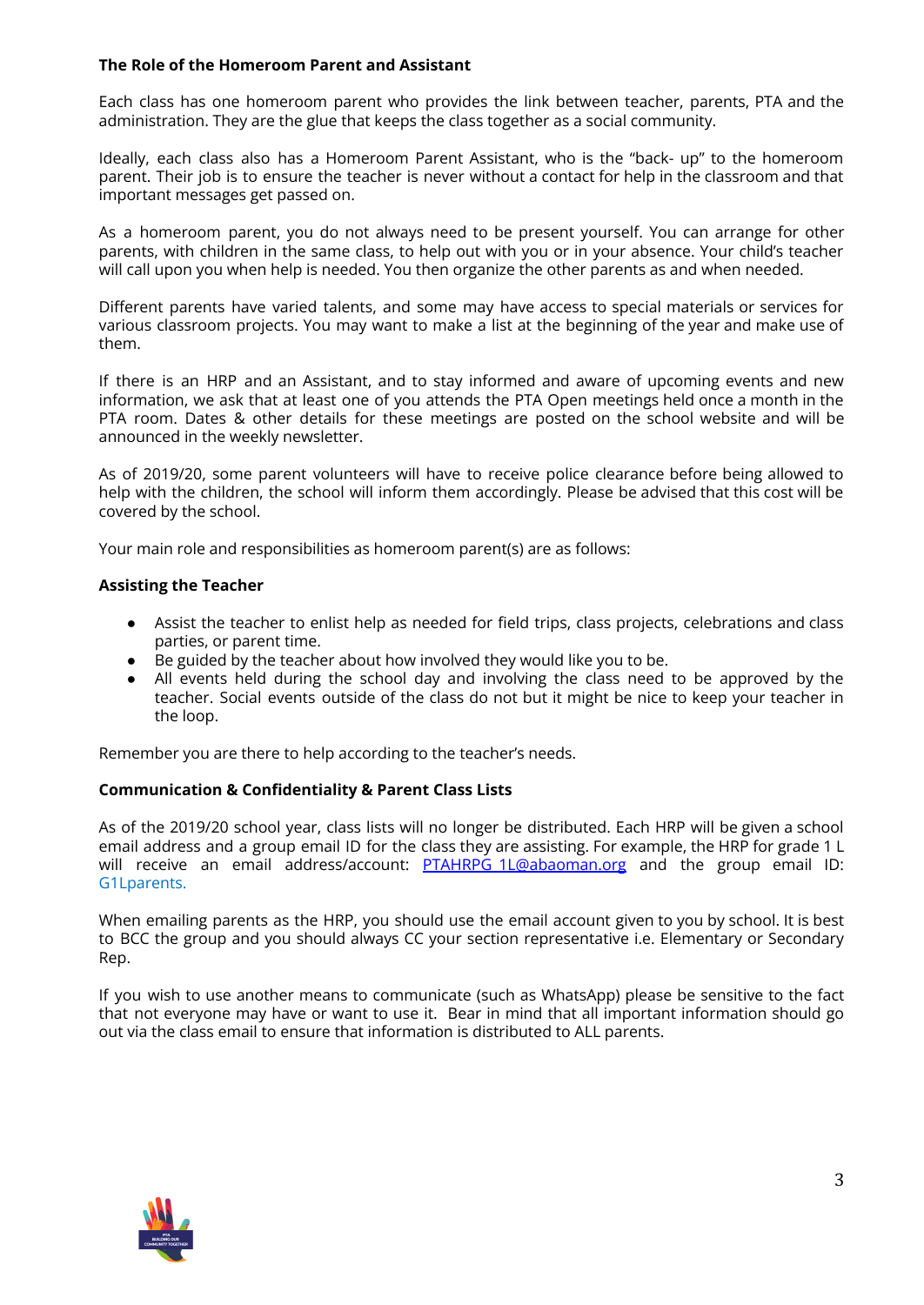**The Role of the Homeroom Parent and Assistant**

Each class has one homeroom parent who provides the link between teacher, parents, PTA and the administration. They are the glue that keeps the class together as a social community.

Ideally, each class also has a Homeroom Parent Assistant, who is the "back- up" to the homeroom parent. Their job is to ensure the teacher is never without a contact for help in the classroom and that important messages get passed on.

As a homeroom parent, you do not always need to be present yourself. You can arrange for other parents, with children in the same class, to help out with you or in your absence. Your child's teacher will call upon you when help is needed. You then organize the other parents as and when needed.

Different parents have varied talents, and some may have access to special materials or services for various classroom projects. You may want to make a list at the beginning of the year and make use of them.

If there is an HRP and an Assistant, and to stay informed and aware of upcoming events and new information, we ask that at least one of you attends the PTA Open meetings held once a month in the PTA room. Dates & other details for these meetings are posted on the school website and will be announced in the weekly newsletter.

As of 2019/20, some parent volunteers will have to receive police clearance before being allowed to help with the children, the school will inform them accordingly. Please be advised that this cost will be covered by the school.

Your main role and responsibilities as homeroom parent(s) are as follows:

**Assisting the Teacher**

- Assist the teacher to enlist help as needed for field trips, class projects, celebrations and class parties, or parent time.
- Be guided by the teacher about how involved they would like you to be.
- All events held during the school day and involving the class need to be approved by the teacher. Social events outside of the class do not but it might be nice to keep your teacher in the loop.

Remember you are there to help according to the teacher's needs.

**Communication & Confidentiality & Parent Class Lists**

As of the 2019/20 school year, class lists will no longer be distributed. Each HRP will be given a school email address and a group email ID for the class they are assisting. For example, the HRP for grade 1 L will receive an email address/account: PTAHRPG 1L@abaoman.org and the group email ID: G1Lparents.

When emailing parents as the HRP, you should use the email account given to you by school. It is best to BCC the group and you should always CC your section representative i.e. Elementary or Secondary Rep.

If you wish to use another means to communicate (such as WhatsApp) please be sensitive to the fact that not everyone may have or want to use it. Bear in mind that all important information should go out via the class email to ensure that information is distributed to ALL parents.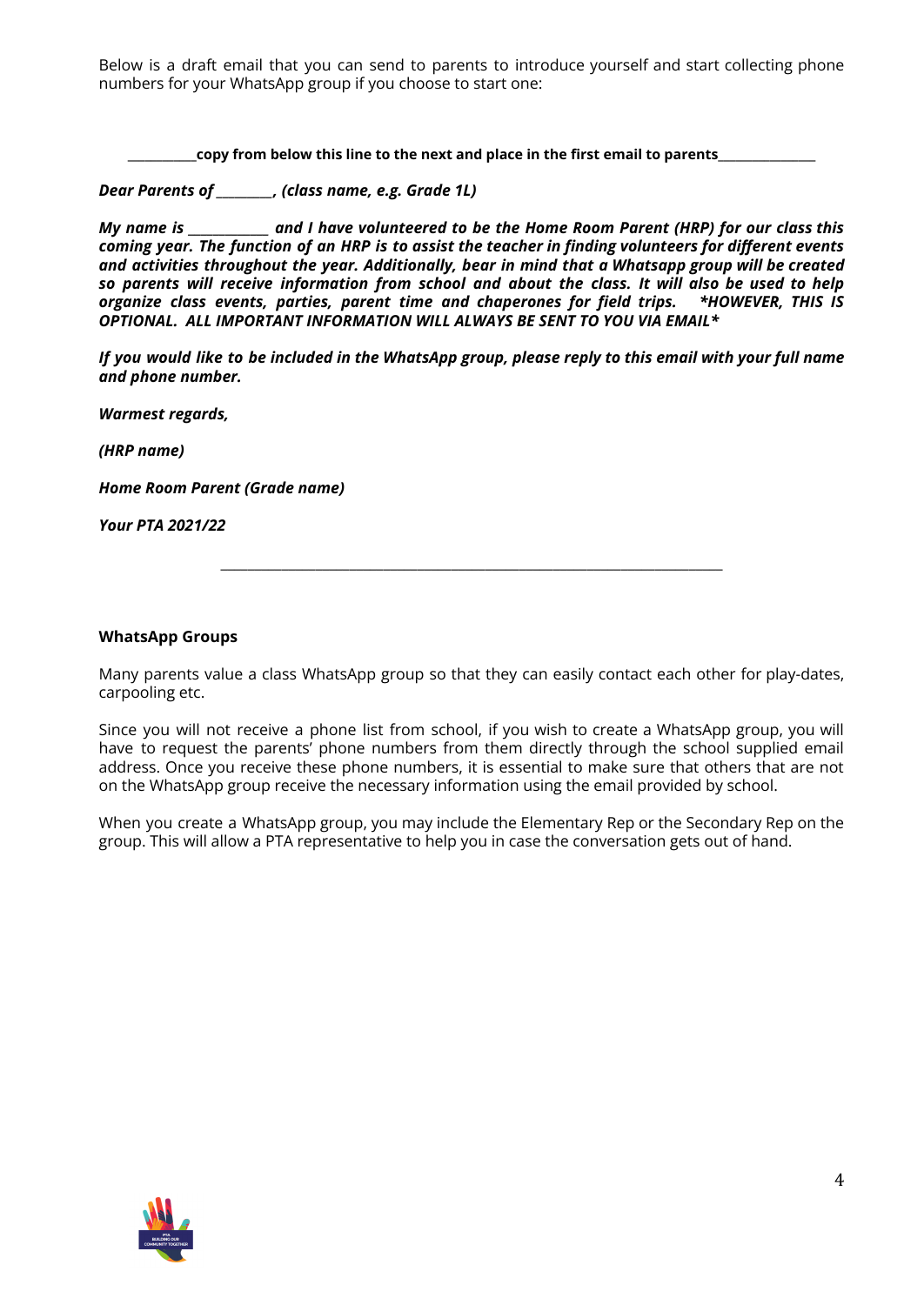Below is a draft email that you can send to parents to introduce yourself and start collecting phone numbers for your WhatsApp group if you choose to start one:

**___________copy from below this line to the next and place in the first email to parents_______________**

***Dear Parents of _________, (class name, e.g. Grade 1L)***

***My name is ____________ and I have volunteered to be the Home Room Parent (HRP) for our class this coming year. The function of an HRP is to assist the teacher in finding volunteers for different events and activities throughout the year. Additionally, bear in mind that a Whatsapp group will be created so parents will receive information from school and about the class. It will also be used to help organize class events, parties, parent time and chaperones for field trips. *HOWEVER, THIS IS OPTIONAL. ALL IMPORTANT INFORMATION WILL ALWAYS BE SENT TO YOU VIA EMAIL****

***If you would like to be included in the WhatsApp group, please reply to this email with your full name and phone number.***

***Warmest regards,***

***(HRP name)***

***Home Room Parent (Grade name)***

***Your PTA 2021/22***

---

**WhatsApp Groups**

Many parents value a class WhatsApp group so that they can easily contact each other for play-dates, carpooling etc.

Since you will not receive a phone list from school, if you wish to create a WhatsApp group, you will have to request the parents' phone numbers from them directly through the school supplied email address. Once you receive these phone numbers, it is essential to make sure that others that are not on the WhatsApp group receive the necessary information using the email provided by school.

When you create a WhatsApp group, you may include the Elementary Rep or the Secondary Rep on the group. This will allow a PTA representative to help you in case the conversation gets out of hand.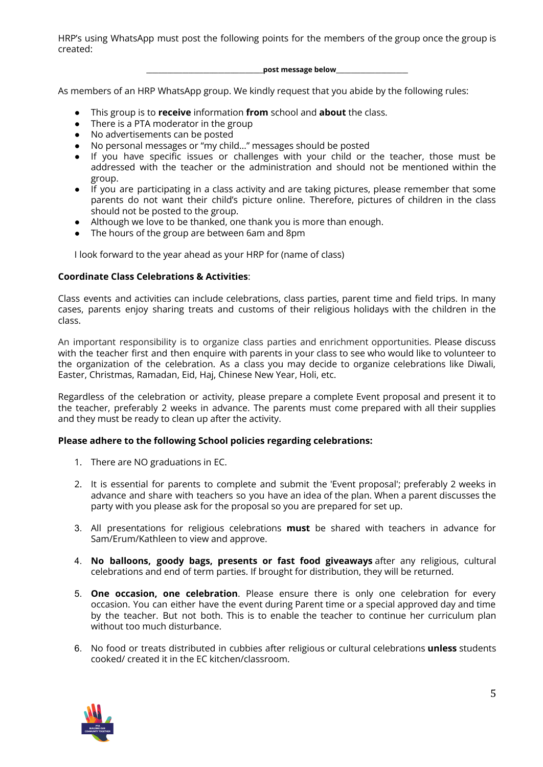HRP's using WhatsApp must post the following points for the members of the group once the group is created:

______________________________**post message below**__________________

As members of an HRP WhatsApp group. We kindly request that you abide by the following rules:

- This group is to **receive** information **from** school and **about** the class.
- There is a PTA moderator in the group
- No advertisements can be posted
- No personal messages or "my child..." messages should be posted
- If you have specific issues or challenges with your child or the teacher, those must be addressed with the teacher or the administration and should not be mentioned within the group.
- If you are participating in a class activity and are taking pictures, please remember that some parents do not want their child's picture online. Therefore, pictures of children in the class should not be posted to the group.
- Although we love to be thanked, one thank you is more than enough.
- The hours of the group are between 6am and 8pm

I look forward to the year ahead as your HRP for (name of class)

**Coordinate Class Celebrations & Activities**:

Class events and activities can include celebrations, class parties, parent time and field trips. In many cases, parents enjoy sharing treats and customs of their religious holidays with the children in the class.

An important responsibility is to organize class parties and enrichment opportunities. Please discuss with the teacher first and then enquire with parents in your class to see who would like to volunteer to the organization of the celebration. As a class you may decide to organize celebrations like Diwali, Easter, Christmas, Ramadan, Eid, Haj, Chinese New Year, Holi, etc.

Regardless of the celebration or activity, please prepare a complete Event proposal and present it to the teacher, preferably 2 weeks in advance. The parents must come prepared with all their supplies and they must be ready to clean up after the activity.

**Please adhere to the following School policies regarding celebrations:**

1. There are NO graduations in EC.
2. It is essential for parents to complete and submit the 'Event proposal'; preferably 2 weeks in advance and share with teachers so you have an idea of the plan. When a parent discusses the party with you please ask for the proposal so you are prepared for set up.
3. All presentations for religious celebrations **must** be shared with teachers in advance for Sam/Erum/Kathleen to view and approve.
4. **No balloons, goody bags, presents or fast food giveaways** after any religious, cultural celebrations and end of term parties. If brought for distribution, they will be returned.
5. **One occasion, one celebration**. Please ensure there is only one celebration for every occasion. You can either have the event during Parent time or a special approved day and time by the teacher. But not both. This is to enable the teacher to continue her curriculum plan without too much disturbance.
6. No food or treats distributed in cubbies after religious or cultural celebrations **unless** students cooked/ created it in the EC kitchen/classroom.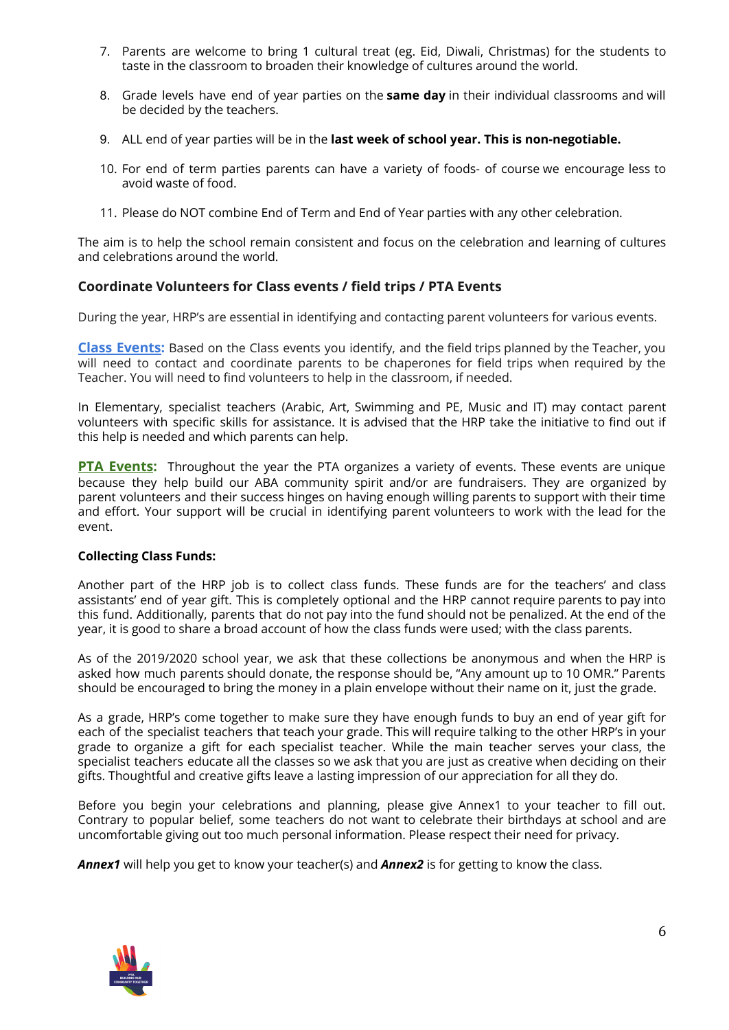7. Parents are welcome to bring 1 cultural treat (eg. Eid, Diwali, Christmas) for the students to taste in the classroom to broaden their knowledge of cultures around the world.

8. Grade levels have end of year parties on the **same day** in their individual classrooms and will be decided by the teachers.

9. ALL end of year parties will be in the **last week of school year. This is non-negotiable.**

10. For end of term parties parents can have a variety of foods- of course we encourage less to avoid waste of food.

11. Please do NOT combine End of Term and End of Year parties with any other celebration.

The aim is to help the school remain consistent and focus on the celebration and learning of cultures and celebrations around the world.

### Coordinate Volunteers for Class events / field trips / PTA Events

During the year, HRP's are essential in identifying and contacting parent volunteers for various events.

**Class Events:** Based on the Class events you identify, and the field trips planned by the Teacher, you will need to contact and coordinate parents to be chaperones for field trips when required by the Teacher. You will need to find volunteers to help in the classroom, if needed.

In Elementary, specialist teachers (Arabic, Art, Swimming and PE, Music and IT) may contact parent volunteers with specific skills for assistance. It is advised that the HRP take the initiative to find out if this help is needed and which parents can help.

**PTA Events:** Throughout the year the PTA organizes a variety of events. These events are unique because they help build our ABA community spirit and/or are fundraisers. They are organized by parent volunteers and their success hinges on having enough willing parents to support with their time and effort. Your support will be crucial in identifying parent volunteers to work with the lead for the event.

**Collecting Class Funds:**

Another part of the HRP job is to collect class funds. These funds are for the teachers' and class assistants' end of year gift. This is completely optional and the HRP cannot require parents to pay into this fund. Additionally, parents that do not pay into the fund should not be penalized. At the end of the year, it is good to share a broad account of how the class funds were used; with the class parents.

As of the 2019/2020 school year, we ask that these collections be anonymous and when the HRP is asked how much parents should donate, the response should be, "Any amount up to 10 OMR." Parents should be encouraged to bring the money in a plain envelope without their name on it, just the grade.

As a grade, HRP's come together to make sure they have enough funds to buy an end of year gift for each of the specialist teachers that teach your grade. This will require talking to the other HRP's in your grade to organize a gift for each specialist teacher. While the main teacher serves your class, the specialist teachers educate all the classes so we ask that you are just as creative when deciding on their gifts. Thoughtful and creative gifts leave a lasting impression of our appreciation for all they do.

Before you begin your celebrations and planning, please give Annex1 to your teacher to fill out. Contrary to popular belief, some teachers do not want to celebrate their birthdays at school and are uncomfortable giving out too much personal information. Please respect their need for privacy.

***Annex1*** will help you get to know your teacher(s) and ***Annex2*** is for getting to know the class.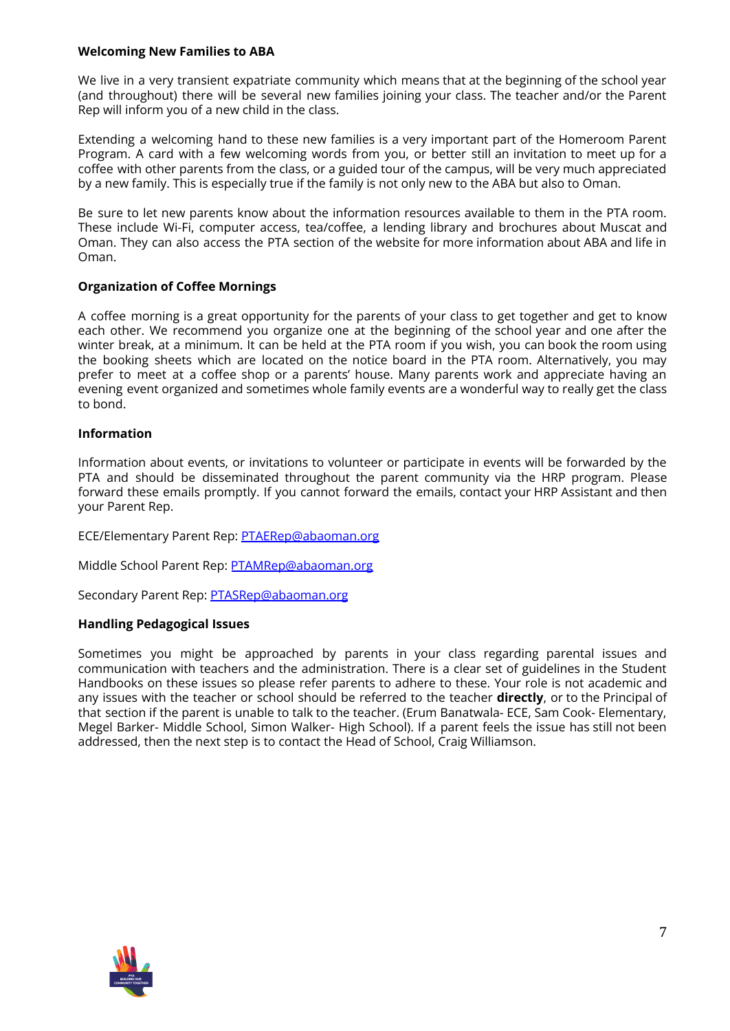**Welcoming New Families to ABA**

We live in a very transient expatriate community which means that at the beginning of the school year (and throughout) there will be several new families joining your class. The teacher and/or the Parent Rep will inform you of a new child in the class.

Extending a welcoming hand to these new families is a very important part of the Homeroom Parent Program. A card with a few welcoming words from you, or better still an invitation to meet up for a coffee with other parents from the class, or a guided tour of the campus, will be very much appreciated by a new family. This is especially true if the family is not only new to the ABA but also to Oman.

Be sure to let new parents know about the information resources available to them in the PTA room. These include Wi-Fi, computer access, tea/coffee, a lending library and brochures about Muscat and Oman. They can also access the PTA section of the website for more information about ABA and life in Oman.

**Organization of Coffee Mornings**

A coffee morning is a great opportunity for the parents of your class to get together and get to know each other. We recommend you organize one at the beginning of the school year and one after the winter break, at a minimum. It can be held at the PTA room if you wish, you can book the room using the booking sheets which are located on the notice board in the PTA room. Alternatively, you may prefer to meet at a coffee shop or a parents' house. Many parents work and appreciate having an evening event organized and sometimes whole family events are a wonderful way to really get the class to bond.

**Information**

Information about events, or invitations to volunteer or participate in events will be forwarded by the PTA and should be disseminated throughout the parent community via the HRP program. Please forward these emails promptly. If you cannot forward the emails, contact your HRP Assistant and then your Parent Rep.

ECE/Elementary Parent Rep: PTAERep@abaoman.org

Middle School Parent Rep: PTAMRep@abaoman.org

Secondary Parent Rep: PTASRep@abaoman.org

**Handling Pedagogical Issues**

Sometimes you might be approached by parents in your class regarding parental issues and communication with teachers and the administration. There is a clear set of guidelines in the Student Handbooks on these issues so please refer parents to adhere to these. Your role is not academic and any issues with the teacher or school should be referred to the teacher **directly**, or to the Principal of that section if the parent is unable to talk to the teacher. (Erum Banatwala- ECE, Sam Cook- Elementary, Megel Barker- Middle School, Simon Walker- High School). If a parent feels the issue has still not been addressed, then the next step is to contact the Head of School, Craig Williamson.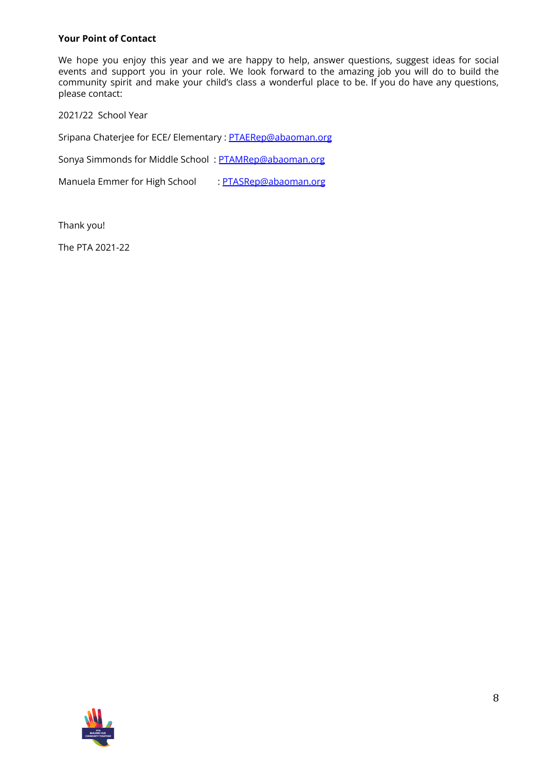**Your Point of Contact**

We hope you enjoy this year and we are happy to help, answer questions, suggest ideas for social events and support you in your role. We look forward to the amazing job you will do to build the community spirit and make your child's class a wonderful place to be. If you do have any questions, please contact:

2021/22 School Year

Sripana Chaterjee for ECE/ Elementary : PTAERep@abaoman.org

Sonya Simmonds for Middle School : PTAMRep@abaoman.org

Manuela Emmer for High School : PTASRep@abaoman.org

Thank you!

The PTA 2021-22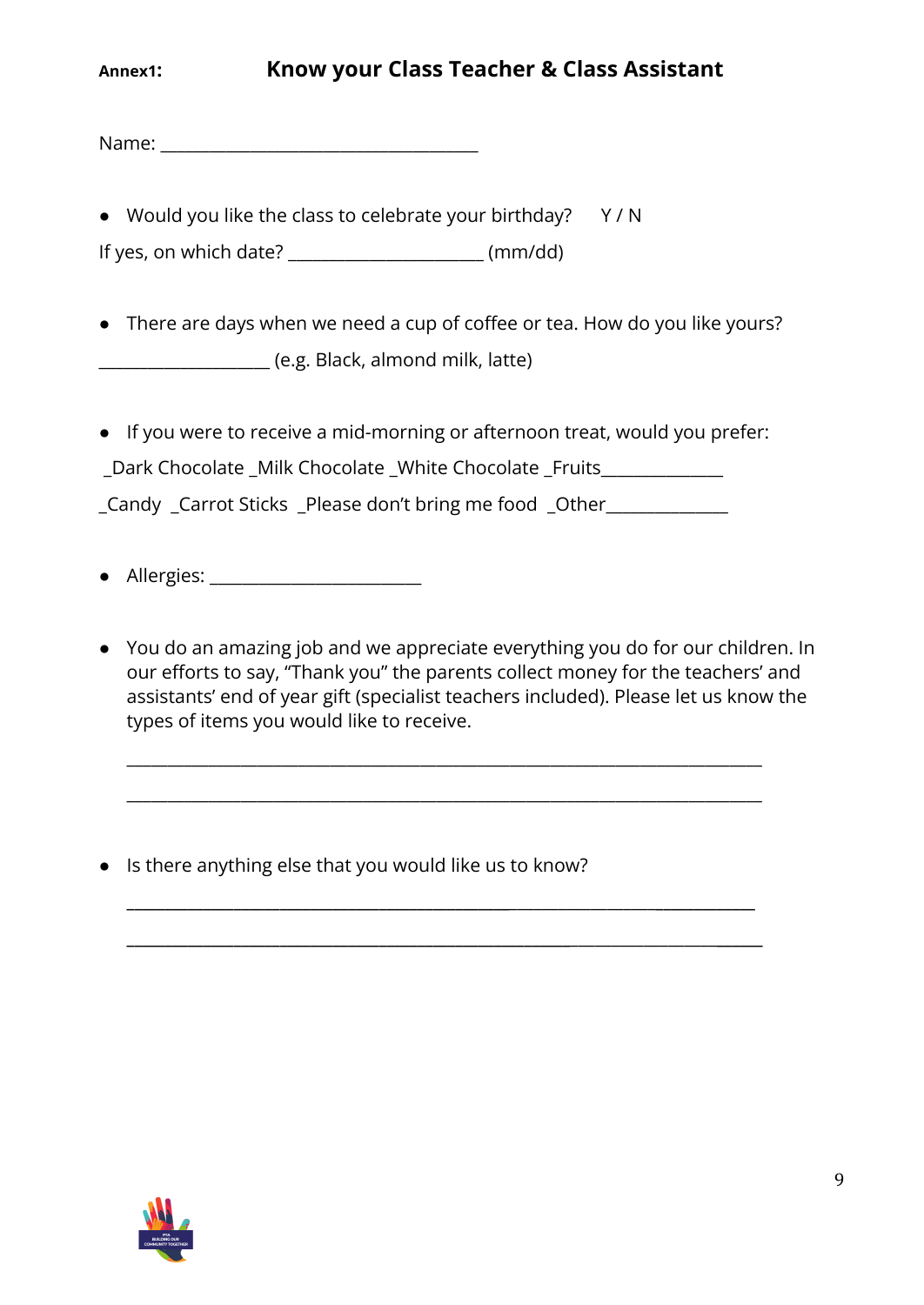**Annex1:** 

## Know your Class Teacher & Class Assistant

Name: ___________________________________

- Would you like the class to celebrate your birthday? Y / N

If yes, on which date? _____________________ (mm/dd)

- There are days when we need a cup of coffee or tea. How do you like yours?

__________________ (e.g. Black, almond milk, latte)

- If you were to receive a mid-morning or afternoon treat, would you prefer:

_Dark Chocolate _Milk Chocolate _White Chocolate _Fruits_____________

_Candy _Carrot Sticks _Please don't bring me food _Other_____________

- Allergies: _______________________

- You do an amazing job and we appreciate everything you do for our children. In our efforts to say, "Thank you" the parents collect money for the teachers' and assistants' end of year gift (specialist teachers included). Please let us know the types of items you would like to receive.

  ______________________________________________________________________

  ______________________________________________________________________

- Is there anything else that you would like us to know?

  ______________________________________________________________________

  ______________________________________________________________________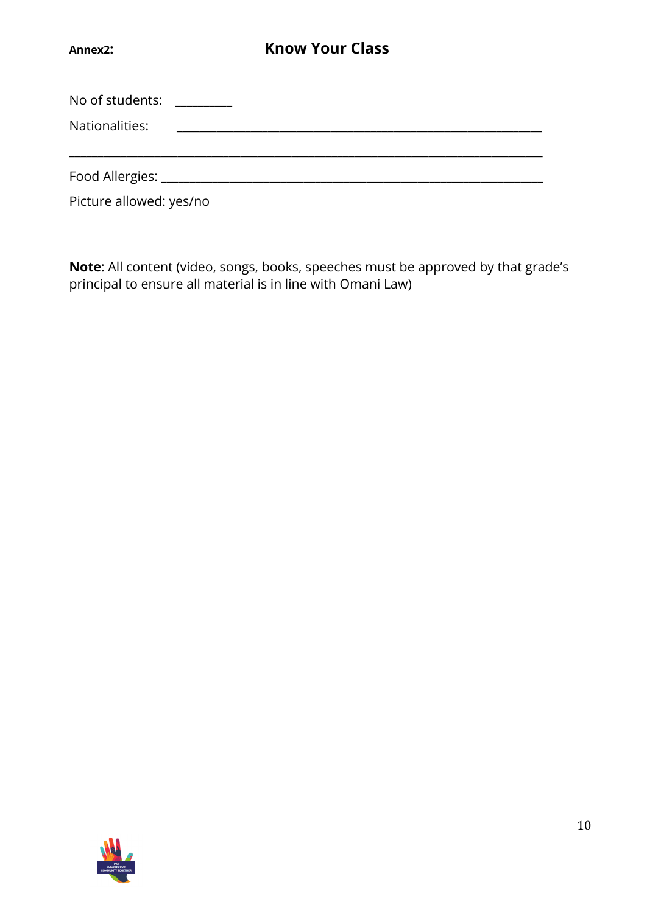**Annex2:**

# Know Your Class

No of students: _________

Nationalities: ___________________________________________________________

___________________________________________________________________________

Food Allergies: ___________________________________________________________

Picture allowed: yes/no

**Note**: All content (video, songs, books, speeches must be approved by that grade's principal to ensure all material is in line with Omani Law)